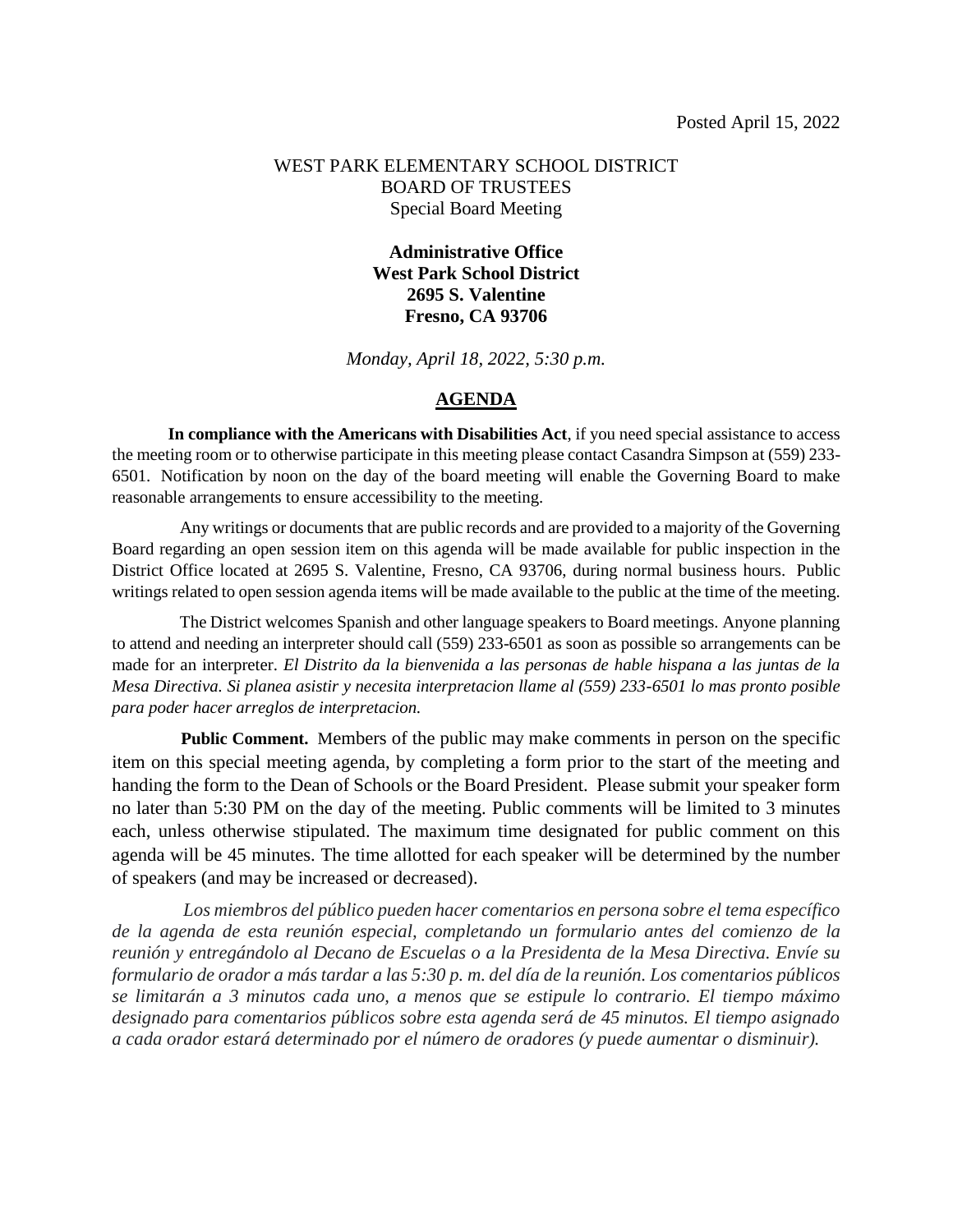Posted April 15, 2022

WEST PARK ELEMENTARY SCHOOL DISTRICT
BOARD OF TRUSTEES
Special Board Meeting

**Administrative Office**
**West Park School District**
**2695 S. Valentine**
**Fresno, CA 93706**

*Monday, April 18, 2022, 5:30 p.m.*

## AGENDA

**In compliance with the Americans with Disabilities Act**, if you need special assistance to access the meeting room or to otherwise participate in this meeting please contact Casandra Simpson at (559) 233-6501. Notification by noon on the day of the board meeting will enable the Governing Board to make reasonable arrangements to ensure accessibility to the meeting.

Any writings or documents that are public records and are provided to a majority of the Governing Board regarding an open session item on this agenda will be made available for public inspection in the District Office located at 2695 S. Valentine, Fresno, CA 93706, during normal business hours. Public writings related to open session agenda items will be made available to the public at the time of the meeting.

The District welcomes Spanish and other language speakers to Board meetings. Anyone planning to attend and needing an interpreter should call (559) 233-6501 as soon as possible so arrangements can be made for an interpreter. *El Distrito da la bienvenida a las personas de hable hispana a las juntas de la Mesa Directiva. Si planea asistir y necesita interpretacion llame al (559) 233-6501 lo mas pronto posible para poder hacer arreglos de interpretacion.*

**Public Comment.** Members of the public may make comments in person on the specific item on this special meeting agenda, by completing a form prior to the start of the meeting and handing the form to the Dean of Schools or the Board President. Please submit your speaker form no later than 5:30 PM on the day of the meeting. Public comments will be limited to 3 minutes each, unless otherwise stipulated. The maximum time designated for public comment on this agenda will be 45 minutes. The time allotted for each speaker will be determined by the number of speakers (and may be increased or decreased).

*Los miembros del público pueden hacer comentarios en persona sobre el tema específico de la agenda de esta reunión especial, completando un formulario antes del comienzo de la reunión y entregándolo al Decano de Escuelas o a la Presidenta de la Mesa Directiva. Envíe su formulario de orador a más tardar a las 5:30 p. m. del día de la reunión. Los comentarios públicos se limitarán a 3 minutos cada uno, a menos que se estipule lo contrario. El tiempo máximo designado para comentarios públicos sobre esta agenda será de 45 minutos. El tiempo asignado a cada orador estará determinado por el número de oradores (y puede aumentar o disminuir).*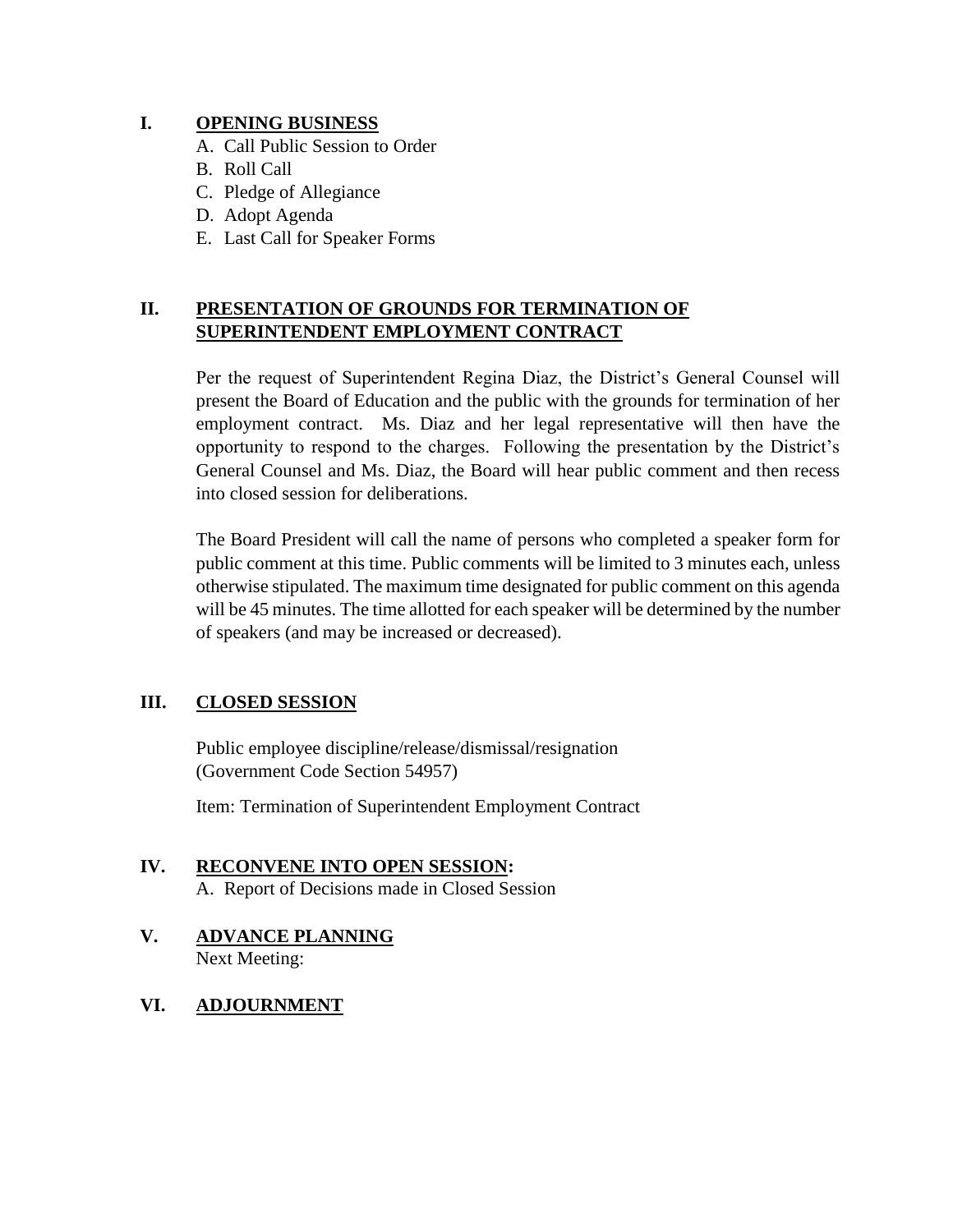## I. OPENING BUSINESS

A. Call Public Session to Order
B. Roll Call
C. Pledge of Allegiance
D. Adopt Agenda
E. Last Call for Speaker Forms

## II. PRESENTATION OF GROUNDS FOR TERMINATION OF SUPERINTENDENT EMPLOYMENT CONTRACT

Per the request of Superintendent Regina Diaz, the District's General Counsel will present the Board of Education and the public with the grounds for termination of her employment contract. Ms. Diaz and her legal representative will then have the opportunity to respond to the charges. Following the presentation by the District's General Counsel and Ms. Diaz, the Board will hear public comment and then recess into closed session for deliberations.

The Board President will call the name of persons who completed a speaker form for public comment at this time. Public comments will be limited to 3 minutes each, unless otherwise stipulated. The maximum time designated for public comment on this agenda will be 45 minutes. The time allotted for each speaker will be determined by the number of speakers (and may be increased or decreased).

## III. CLOSED SESSION

Public employee discipline/release/dismissal/resignation
(Government Code Section 54957)

Item: Termination of Superintendent Employment Contract

## IV. RECONVENE INTO OPEN SESSION:

A. Report of Decisions made in Closed Session

## V. ADVANCE PLANNING

Next Meeting:

## VI. ADJOURNMENT